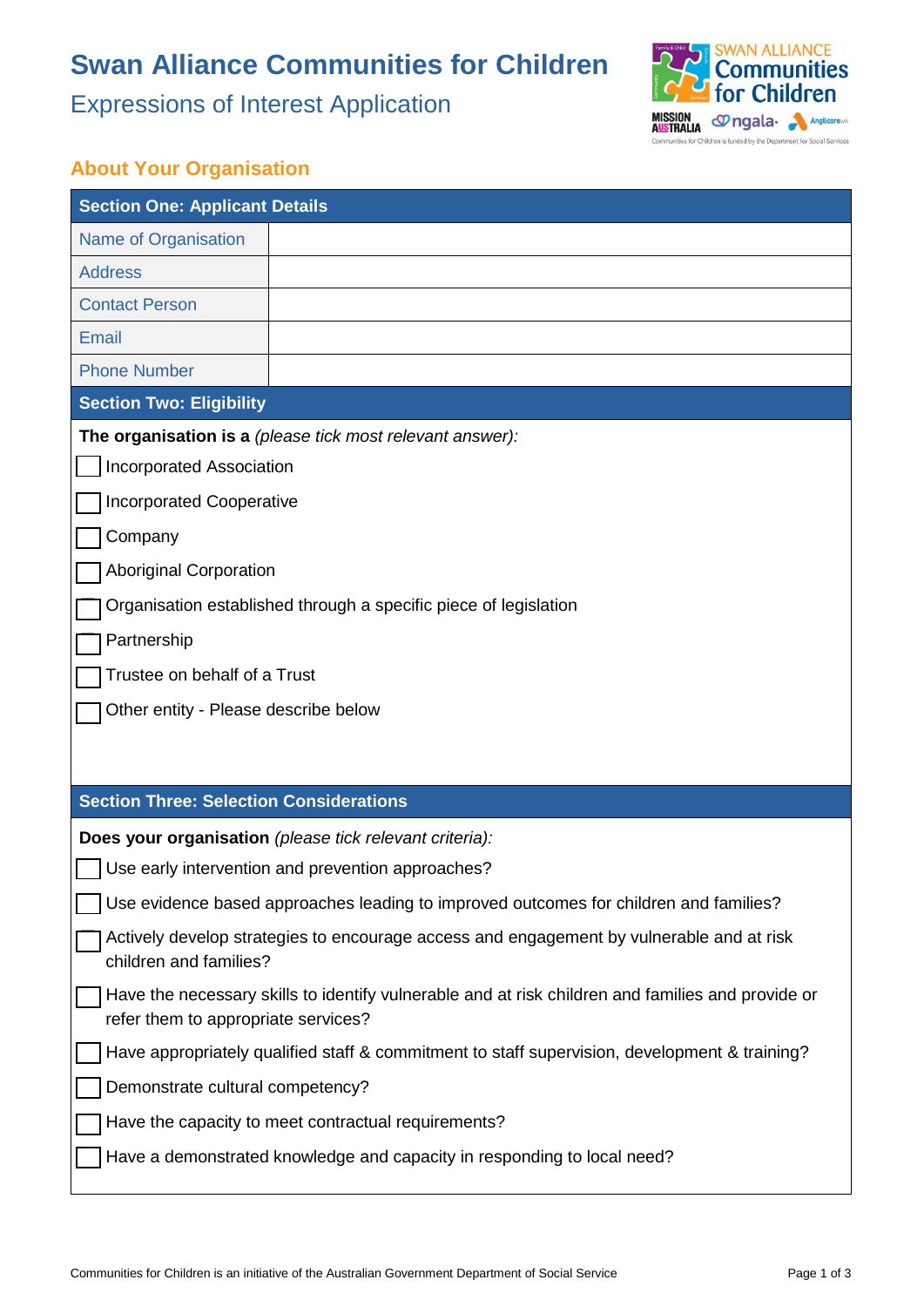# Swan Alliance Communities for Children

## Expressions of Interest Application

### About Your Organisation

| Section One: Applicant Details | |
|---|---|
| Name of Organisation | |
| Address | |
| Contact Person | |
| Email | |
| Phone Number | |

**Section Two: Eligibility**

**The organisation is a** *(please tick most relevant answer):*

- ☐ Incorporated Association
- ☐ Incorporated Cooperative
- ☐ Company
- ☐ Aboriginal Corporation
- ☐ Organisation established through a specific piece of legislation
- ☐ Partnership
- ☐ Trustee on behalf of a Trust
- ☐ Other entity - Please describe below

**Section Three: Selection Considerations**

**Does your organisation** *(please tick relevant criteria):*

- ☐ Use early intervention and prevention approaches?
- ☐ Use evidence based approaches leading to improved outcomes for children and families?
- ☐ Actively develop strategies to encourage access and engagement by vulnerable and at risk children and families?
- ☐ Have the necessary skills to identify vulnerable and at risk children and families and provide or refer them to appropriate services?
- ☐ Have appropriately qualified staff & commitment to staff supervision, development & training?
- ☐ Demonstrate cultural competency?
- ☐ Have the capacity to meet contractual requirements?
- ☐ Have a demonstrated knowledge and capacity in responding to local need?

Communities for Children is an initiative of the Australian Government Department of Social Service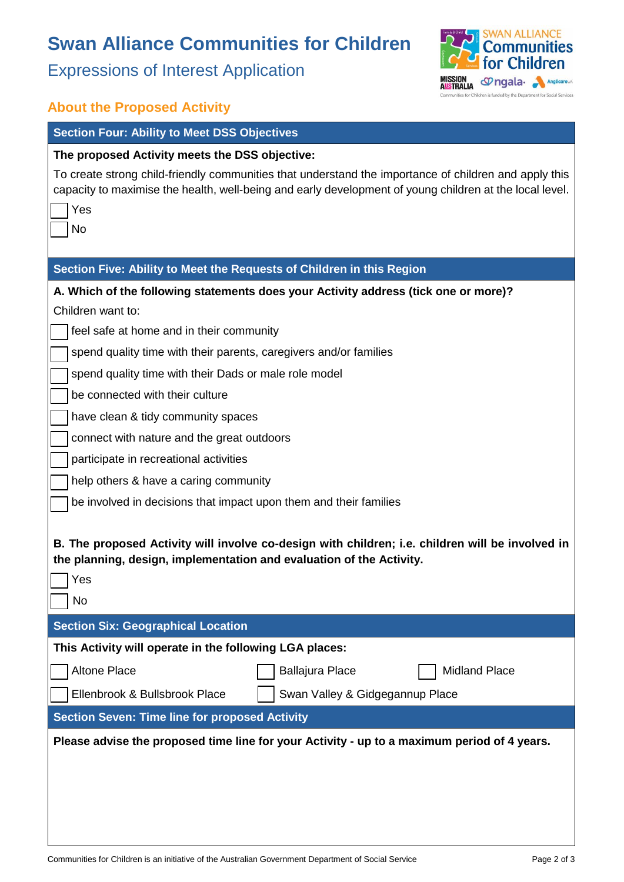# Swan Alliance Communities for Children

## Expressions of Interest Application

### About the Proposed Activity

#### Section Four: Ability to Meet DSS Objectives

**The proposed Activity meets the DSS objective:**

To create strong child-friendly communities that understand the importance of children and apply this capacity to maximise the health, well-being and early development of young children at the local level.

- [ ] Yes
- [ ] No

#### Section Five: Ability to Meet the Requests of Children in this Region

**A. Which of the following statements does your Activity address (tick one or more)?**

Children want to:

- [ ] feel safe at home and in their community
- [ ] spend quality time with their parents, caregivers and/or families
- [ ] spend quality time with their Dads or male role model
- [ ] be connected with their culture
- [ ] have clean & tidy community spaces
- [ ] connect with nature and the great outdoors
- [ ] participate in recreational activities
- [ ] help others & have a caring community
- [ ] be involved in decisions that impact upon them and their families

**B. The proposed Activity will involve co-design with children; i.e. children will be involved in the planning, design, implementation and evaluation of the Activity.**

- [ ] Yes
- [ ] No

#### Section Six: Geographical Location

**This Activity will operate in the following LGA places:**

- [ ] Altone Place
- [ ] Ballajura Place
- [ ] Midland Place
- [ ] Ellenbrook & Bullsbrook Place
- [ ] Swan Valley & Gidgegannup Place

#### Section Seven: Time line for proposed Activity

**Please advise the proposed time line for your Activity - up to a maximum period of 4 years.**

Communities for Children is an initiative of the Australian Government Department of Social Service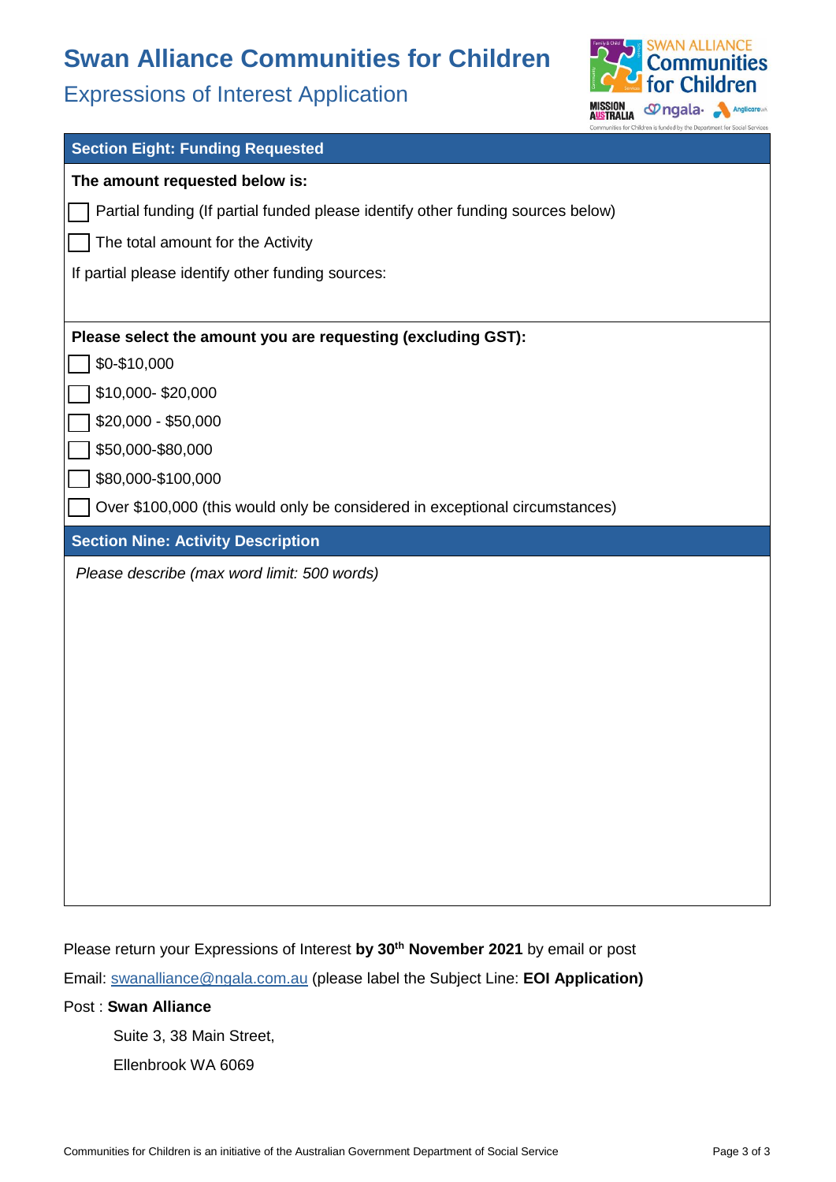# Swan Alliance Communities for Children

## Expressions of Interest Application

### Section Eight: Funding Requested

**The amount requested below is:**

- ☐ Partial funding (If partial funded please identify other funding sources below)
- ☐ The total amount for the Activity

If partial please identify other funding sources:

**Please select the amount you are requesting (excluding GST):**

- ☐ $0-$10,000
- ☐ $10,000- $20,000
- ☐ $20,000 - $50,000
- ☐ $50,000-$80,000
- ☐ $80,000-$100,000
- ☐ Over $100,000 (this would only be considered in exceptional circumstances)

### Section Nine: Activity Description

*Please describe (max word limit: 500 words)*

Please return your Expressions of Interest **by 30th November 2021** by email or post

Email: swanalliance@ngala.com.au (please label the Subject Line: **EOI Application)**

Post : **Swan Alliance**

Suite 3, 38 Main Street,

Ellenbrook WA 6069

Communities for Children is an initiative of the Australian Government Department of Social Service